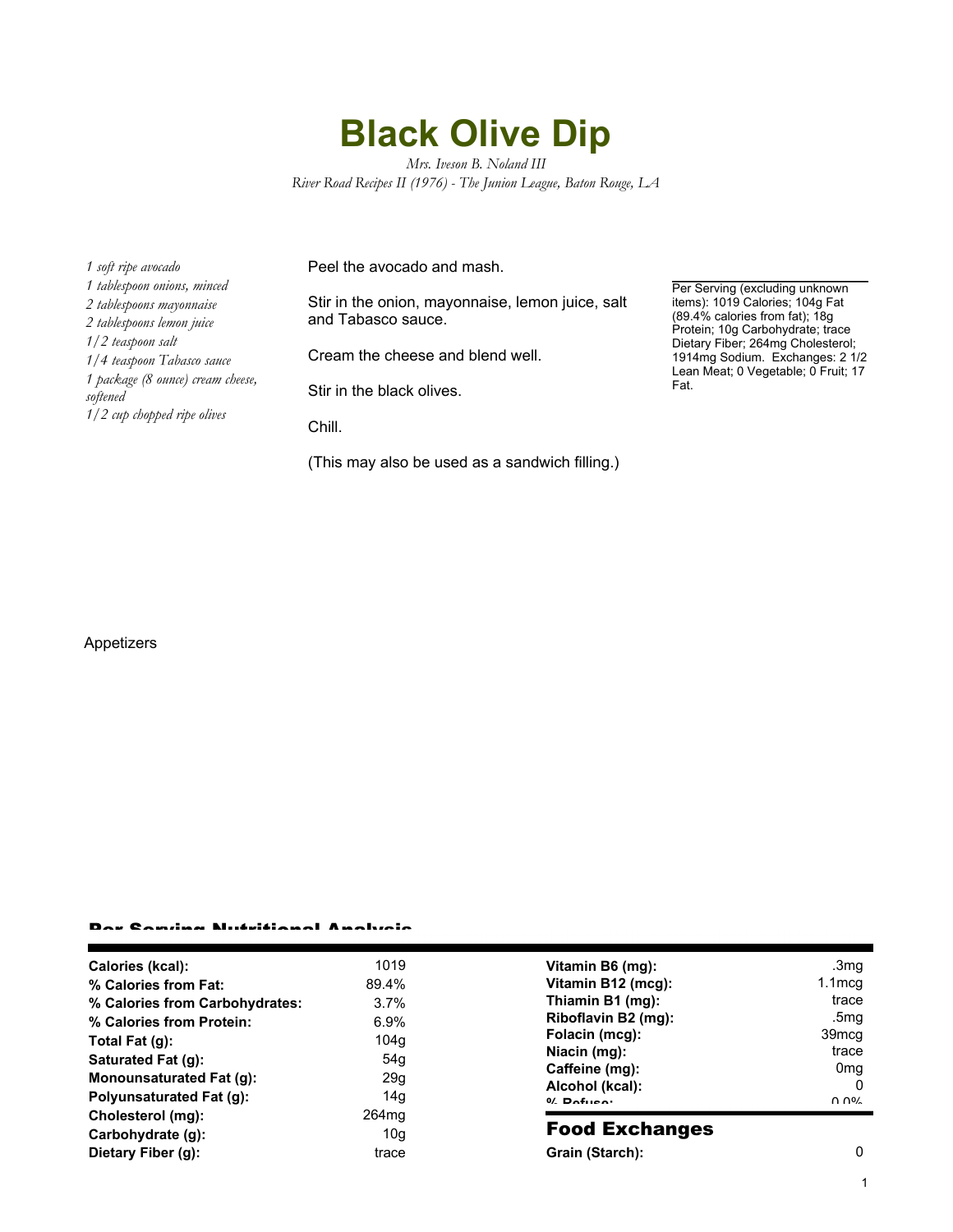# Black Olive Dip

*Mrs. Iveson B. Noland III*
*River Road Recipes II (1976) - The Junion League, Baton Rouge, LA*

*1 soft ripe avocado*
*1 tablespoon onions, minced*
*2 tablespoons mayonnaise*
*2 tablespoons lemon juice*
*1/2 teaspoon salt*
*1/4 teaspoon Tabasco sauce*
*1 package (8 ounce) cream cheese, softened*
*1/2 cup chopped ripe olives*

Peel the avocado and mash.

Stir in the onion, mayonnaise, lemon juice, salt and Tabasco sauce.

Cream the cheese and blend well.

Stir in the black olives.

Chill.

(This may also be used as a sandwich filling.)

Per Serving (excluding unknown items): 1019 Calories; 104g Fat (89.4% calories from fat); 18g Protein; 10g Carbohydrate; trace Dietary Fiber; 264mg Cholesterol; 1914mg Sodium. Exchanges: 2 1/2 Lean Meat; 0 Vegetable; 0 Fruit; 17 Fat.

Appetizers

## Per Serving Nutritional Analysis

| | | | |
|---|---|---|---|
| **Calories (kcal):** | 1019 | **Vitamin B6 (mg):** | .3mg |
| **% Calories from Fat:** | 89.4% | **Vitamin B12 (mcg):** | 1.1mcg |
| **% Calories from Carbohydrates:** | 3.7% | **Thiamin B1 (mg):** | trace |
| **% Calories from Protein:** | 6.9% | **Riboflavin B2 (mg):** | .5mg |
| **Total Fat (g):** | 104g | **Folacin (mcg):** | 39mcg |
| **Saturated Fat (g):** | 54g | **Niacin (mg):** | trace |
| **Monounsaturated Fat (g):** | 29g | **Caffeine (mg):** | 0mg |
| **Polyunsaturated Fat (g):** | 14g | **Alcohol (kcal):** | 0 |
| **Cholesterol (mg):** | 264mg | **% Refuse:** | 0.0% |
| **Carbohydrate (g):** | 10g | | |
| **Dietary Fiber (g):** | trace | | |

## Food Exchanges

| | |
|---|---|
| **Grain (Starch):** | 0 |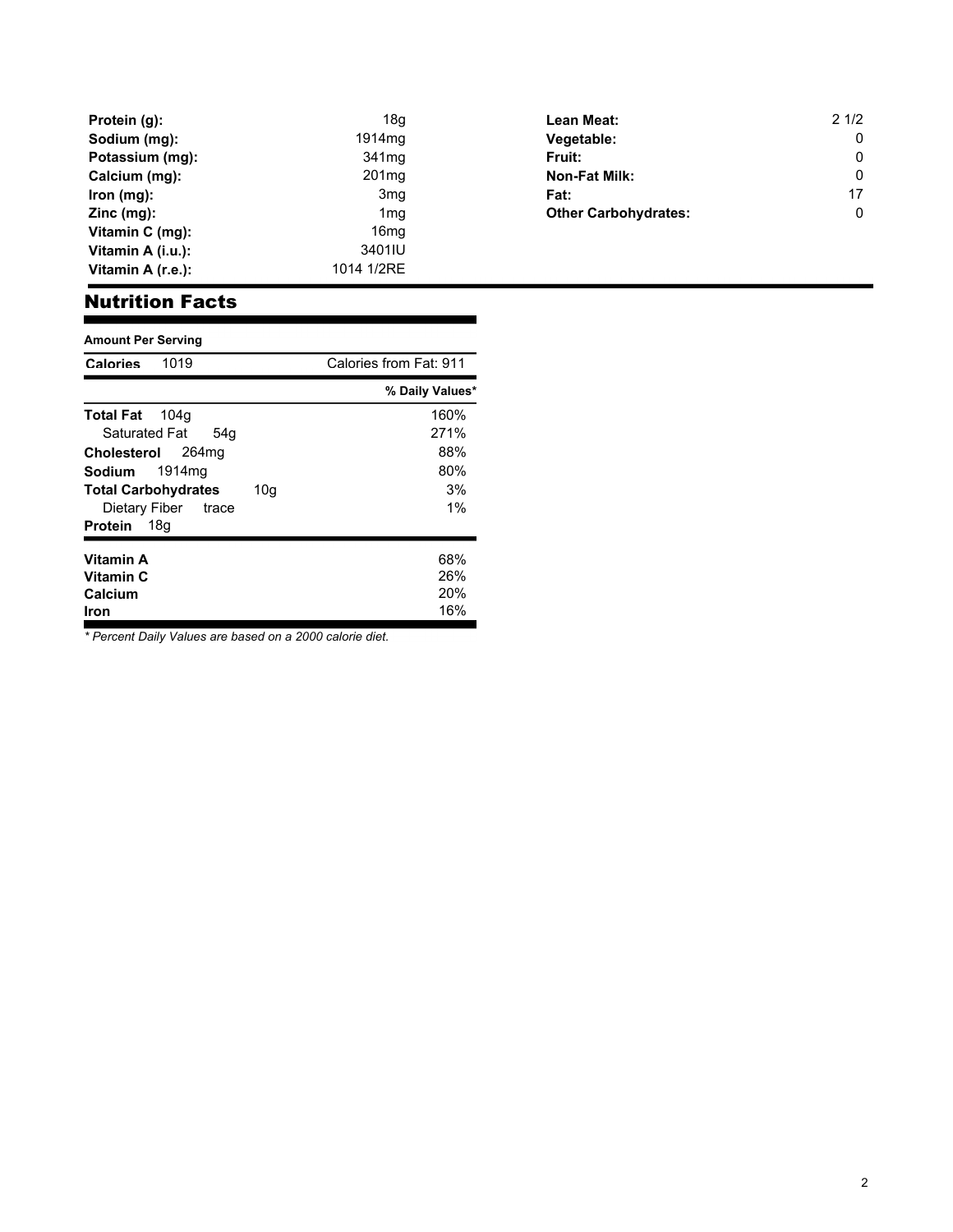| | |
|---|---|
| **Protein (g):** | 18g |
| **Sodium (mg):** | 1914mg |
| **Potassium (mg):** | 341mg |
| **Calcium (mg):** | 201mg |
| **Iron (mg):** | 3mg |
| **Zinc (mg):** | 1mg |
| **Vitamin C (mg):** | 16mg |
| **Vitamin A (i.u.):** | 3401IU |
| **Vitamin A (r.e.):** | 1014 1/2RE |

| | |
|---|---|
| **Lean Meat:** | 2 1/2 |
| **Vegetable:** | 0 |
| **Fruit:** | 0 |
| **Non-Fat Milk:** | 0 |
| **Fat:** | 17 |
| **Other Carbohydrates:** | 0 |

## Nutrition Facts

**Amount Per Serving**

| | |
|---|---|
| **Calories** 1019 | Calories from Fat: 911 |
| | **% Daily Values*** |
| **Total Fat** 104g | 160% |
| Saturated Fat 54g | 271% |
| **Cholesterol** 264mg | 88% |
| **Sodium** 1914mg | 80% |
| **Total Carbohydrates** 10g | 3% |
| Dietary Fiber trace | 1% |
| **Protein** 18g | |
| **Vitamin A** | 68% |
| **Vitamin C** | 26% |
| **Calcium** | 20% |
| **Iron** | 16% |

*\* Percent Daily Values are based on a 2000 calorie diet.*